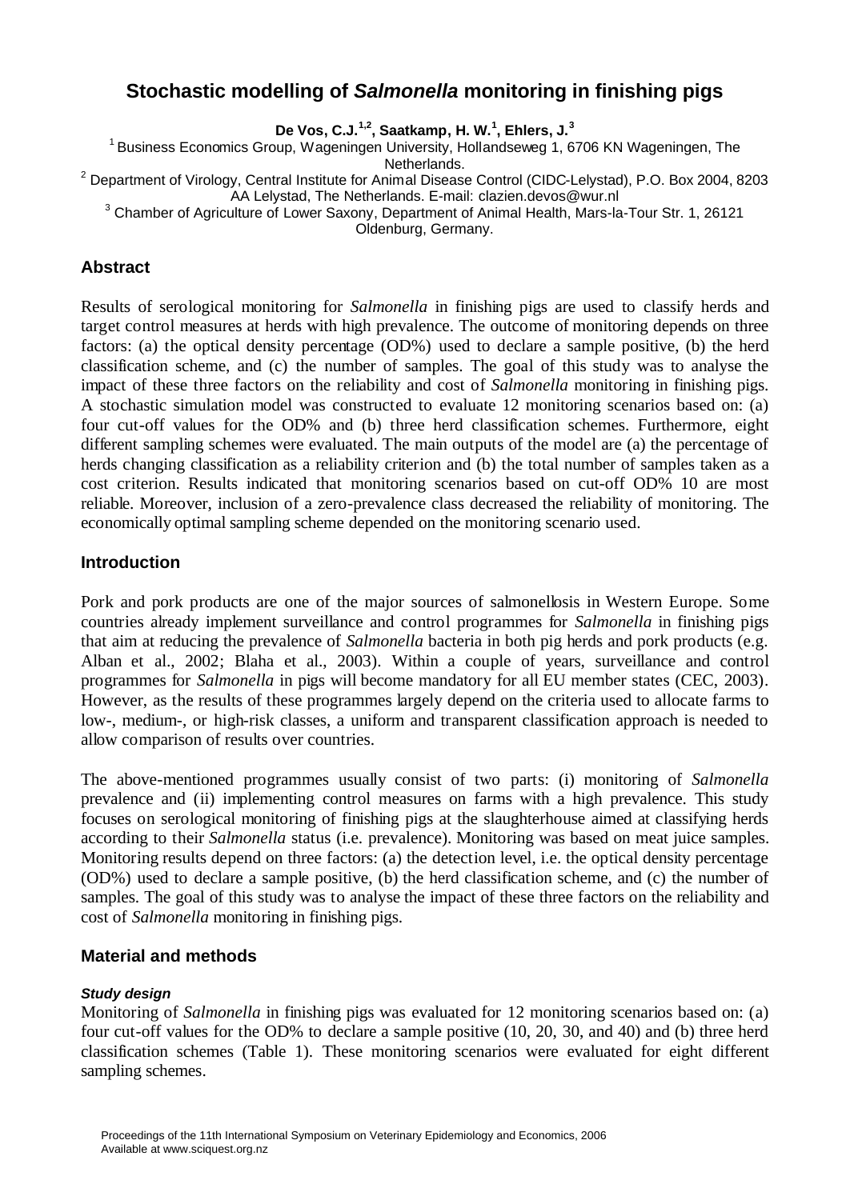# Stochastic modelling of *Salmonella* monitoring in finishing pigs

**De Vos, C.J.[1,2], Saatkamp, H. W.[1], Ehlers, J.[3]**

[1] Business Economics Group, Wageningen University, Hollandseweg 1, 6706 KN Wageningen, The Netherlands.

[2] Department of Virology, Central Institute for Animal Disease Control (CIDC-Lelystad), P.O. Box 2004, 8203 AA Lelystad, The Netherlands. E-mail: clazien.devos@wur.nl

[3] Chamber of Agriculture of Lower Saxony, Department of Animal Health, Mars-la-Tour Str. 1, 26121 Oldenburg, Germany.

## Abstract

Results of serological monitoring for *Salmonella* in finishing pigs are used to classify herds and target control measures at herds with high prevalence. The outcome of monitoring depends on three factors: (a) the optical density percentage (OD%) used to declare a sample positive, (b) the herd classification scheme, and (c) the number of samples. The goal of this study was to analyse the impact of these three factors on the reliability and cost of *Salmonella* monitoring in finishing pigs. A stochastic simulation model was constructed to evaluate 12 monitoring scenarios based on: (a) four cut-off values for the OD% and (b) three herd classification schemes. Furthermore, eight different sampling schemes were evaluated. The main outputs of the model are (a) the percentage of herds changing classification as a reliability criterion and (b) the total number of samples taken as a cost criterion. Results indicated that monitoring scenarios based on cut-off OD% 10 are most reliable. Moreover, inclusion of a zero-prevalence class decreased the reliability of monitoring. The economically optimal sampling scheme depended on the monitoring scenario used.

## Introduction

Pork and pork products are one of the major sources of salmonellosis in Western Europe. Some countries already implement surveillance and control programmes for *Salmonella* in finishing pigs that aim at reducing the prevalence of *Salmonella* bacteria in both pig herds and pork products (e.g. Alban et al., 2002; Blaha et al., 2003). Within a couple of years, surveillance and control programmes for *Salmonella* in pigs will become mandatory for all EU member states (CEC, 2003). However, as the results of these programmes largely depend on the criteria used to allocate farms to low-, medium-, or high-risk classes, a uniform and transparent classification approach is needed to allow comparison of results over countries.

The above-mentioned programmes usually consist of two parts: (i) monitoring of *Salmonella* prevalence and (ii) implementing control measures on farms with a high prevalence. This study focuses on serological monitoring of finishing pigs at the slaughterhouse aimed at classifying herds according to their *Salmonella* status (i.e. prevalence). Monitoring was based on meat juice samples. Monitoring results depend on three factors: (a) the detection level, i.e. the optical density percentage (OD%) used to declare a sample positive, (b) the herd classification scheme, and (c) the number of samples. The goal of this study was to analyse the impact of these three factors on the reliability and cost of *Salmonella* monitoring in finishing pigs.

## Material and methods

### *Study design*

Monitoring of *Salmonella* in finishing pigs was evaluated for 12 monitoring scenarios based on: (a) four cut-off values for the OD% to declare a sample positive (10, 20, 30, and 40) and (b) three herd classification schemes (Table 1). These monitoring scenarios were evaluated for eight different sampling schemes.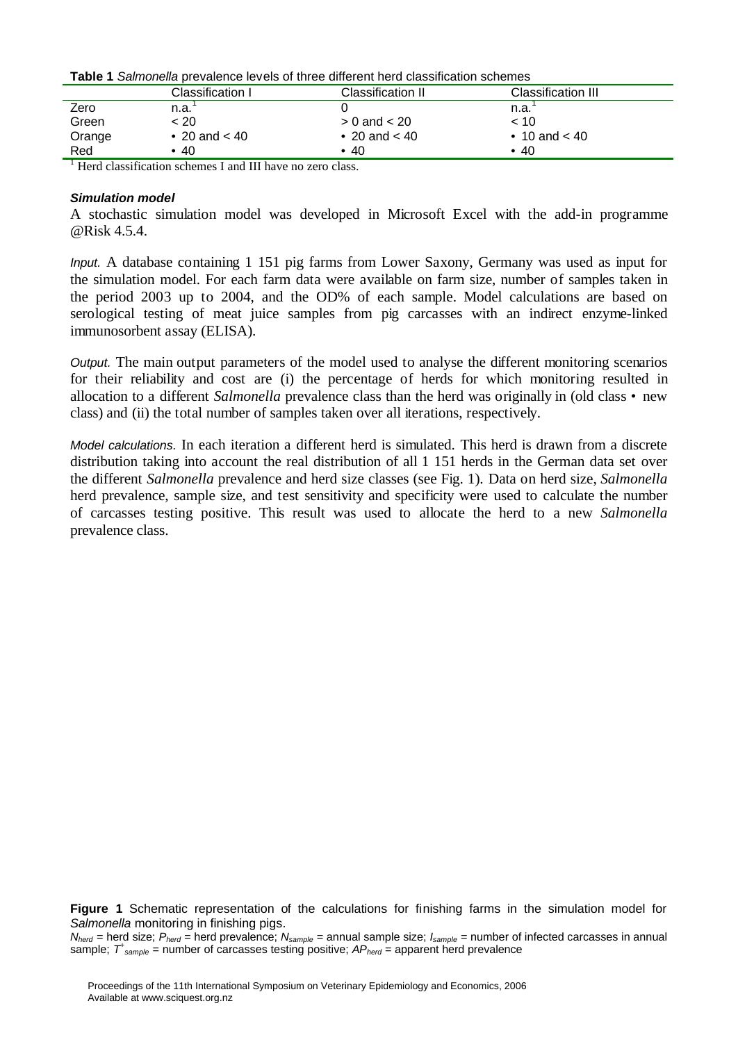**Table 1** *Salmonella* prevalence levels of three different herd classification schemes

| | Classification I | Classification II | Classification III |
|---|---|---|---|
| Zero | n.a.[1] | 0 | n.a.[1] |
| Green | < 20 | > 0 and < 20 | < 10 |
| Orange | • 20 and < 40 | • 20 and < 40 | • 10 and < 40 |
| Red | • 40 | • 40 | • 40 |

[1] Herd classification schemes I and III have no zero class.

***Simulation model***

A stochastic simulation model was developed in Microsoft Excel with the add-in programme @Risk 4.5.4.

*Input.* A database containing 1 151 pig farms from Lower Saxony, Germany was used as input for the simulation model. For each farm data were available on farm size, number of samples taken in the period 2003 up to 2004, and the OD% of each sample. Model calculations are based on serological testing of meat juice samples from pig carcasses with an indirect enzyme-linked immunosorbent assay (ELISA).

*Output.* The main output parameters of the model used to analyse the different monitoring scenarios for their reliability and cost are (i) the percentage of herds for which monitoring resulted in allocation to a different *Salmonella* prevalence class than the herd was originally in (old class • new class) and (ii) the total number of samples taken over all iterations, respectively.

*Model calculations.* In each iteration a different herd is simulated. This herd is drawn from a discrete distribution taking into account the real distribution of all 1 151 herds in the German data set over the different *Salmonella* prevalence and herd size classes (see Fig. 1). Data on herd size, *Salmonella* herd prevalence, sample size, and test sensitivity and specificity were used to calculate the number of carcasses testing positive. This result was used to allocate the herd to a new *Salmonella* prevalence class.

**Figure 1** Schematic representation of the calculations for finishing farms in the simulation model for *Salmonella* monitoring in finishing pigs.

$N_{herd}$ = herd size; $P_{herd}$ = herd prevalence; $N_{sample}$ = annual sample size; $I_{sample}$ = number of infected carcasses in annual sample; $T^{+}_{sample}$ = number of carcasses testing positive; $AP_{herd}$ = apparent herd prevalence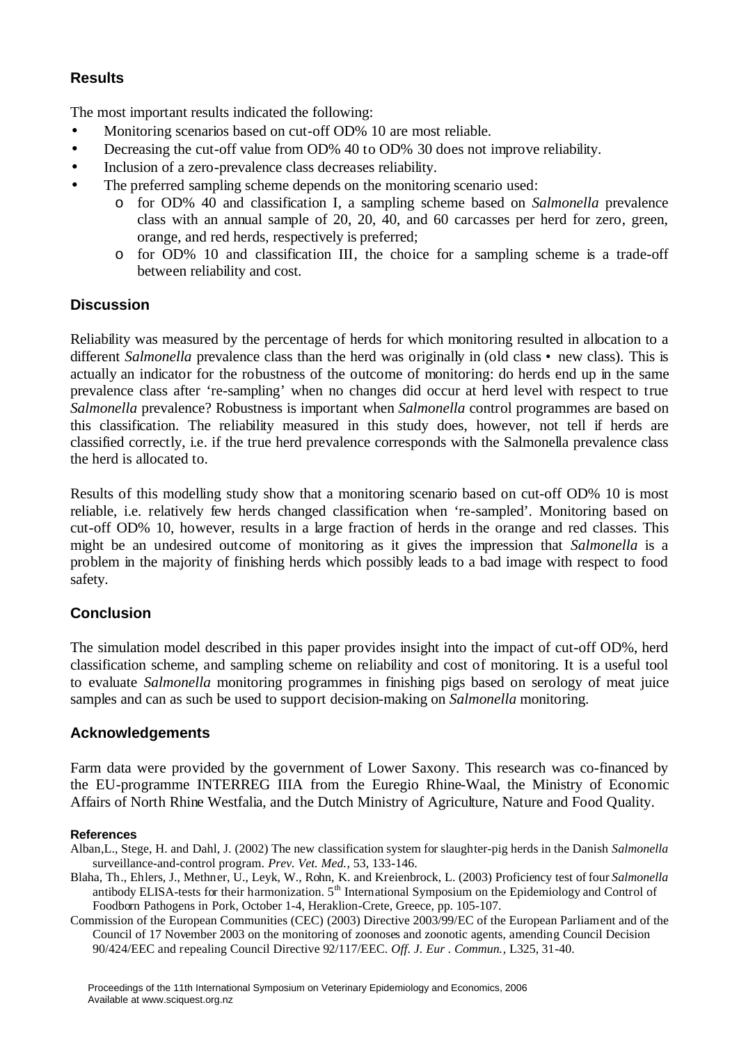## Results

The most important results indicated the following:

- Monitoring scenarios based on cut-off OD% 10 are most reliable.
- Decreasing the cut-off value from OD% 40 to OD% 30 does not improve reliability.
- Inclusion of a zero-prevalence class decreases reliability.
- The preferred sampling scheme depends on the monitoring scenario used:
  - for OD% 40 and classification I, a sampling scheme based on *Salmonella* prevalence class with an annual sample of 20, 20, 40, and 60 carcasses per herd for zero, green, orange, and red herds, respectively is preferred;
  - for OD% 10 and classification III, the choice for a sampling scheme is a trade-off between reliability and cost.

## Discussion

Reliability was measured by the percentage of herds for which monitoring resulted in allocation to a different *Salmonella* prevalence class than the herd was originally in (old class • new class). This is actually an indicator for the robustness of the outcome of monitoring: do herds end up in the same prevalence class after 're-sampling' when no changes did occur at herd level with respect to true *Salmonella* prevalence? Robustness is important when *Salmonella* control programmes are based on this classification. The reliability measured in this study does, however, not tell if herds are classified correctly, i.e. if the true herd prevalence corresponds with the Salmonella prevalence class the herd is allocated to.

Results of this modelling study show that a monitoring scenario based on cut-off OD% 10 is most reliable, i.e. relatively few herds changed classification when 're-sampled'. Monitoring based on cut-off OD% 10, however, results in a large fraction of herds in the orange and red classes. This might be an undesired outcome of monitoring as it gives the impression that *Salmonella* is a problem in the majority of finishing herds which possibly leads to a bad image with respect to food safety.

## Conclusion

The simulation model described in this paper provides insight into the impact of cut-off OD%, herd classification scheme, and sampling scheme on reliability and cost of monitoring. It is a useful tool to evaluate *Salmonella* monitoring programmes in finishing pigs based on serology of meat juice samples and can as such be used to support decision-making on *Salmonella* monitoring.

## Acknowledgements

Farm data were provided by the government of Lower Saxony. This research was co-financed by the EU-programme INTERREG IIIA from the Euregio Rhine-Waal, the Ministry of Economic Affairs of North Rhine Westfalia, and the Dutch Ministry of Agriculture, Nature and Food Quality.

#### References

Alban,L., Stege, H. and Dahl, J. (2002) The new classification system for slaughter-pig herds in the Danish *Salmonella* surveillance-and-control program. *Prev. Vet. Med.*, 53, 133-146.

Blaha, Th., Ehlers, J., Methner, U., Leyk, W., Rohn, K. and Kreienbrock, L. (2003) Proficiency test of four *Salmonella* antibody ELISA-tests for their harmonization. 5th International Symposium on the Epidemiology and Control of Foodborn Pathogens in Pork, October 1-4, Heraklion-Crete, Greece, pp. 105-107.

Commission of the European Communities (CEC) (2003) Directive 2003/99/EC of the European Parliament and of the Council of 17 November 2003 on the monitoring of zoonoses and zoonotic agents, amending Council Decision 90/424/EEC and repealing Council Directive 92/117/EEC. *Off. J. Eur . Commun.*, L325, 31-40.